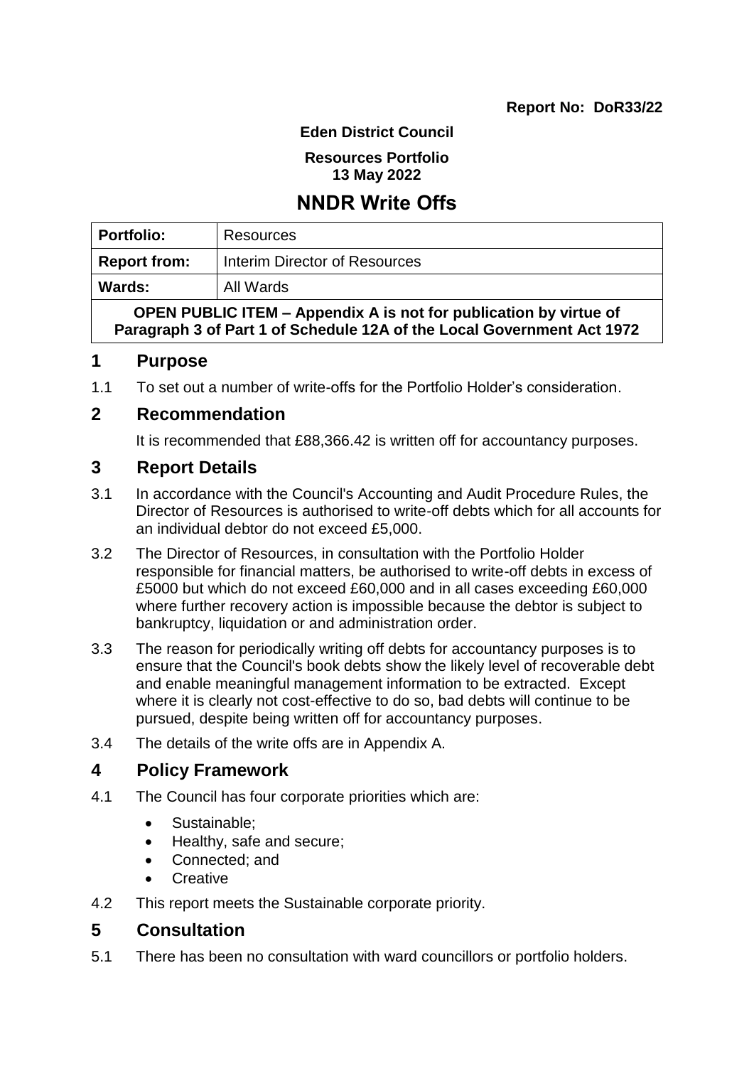**Report No: DoR33/22**

**Eden District Council**

**Resources Portfolio**
**13 May 2022**

# NNDR Write Offs

| **Portfolio:** | Resources |
|---|---|
| **Report from:** | Interim Director of Resources |
| **Wards:** | All Wards |
| **OPEN PUBLIC ITEM – Appendix A is not for publication by virtue of Paragraph 3 of Part 1 of Schedule 12A of the Local Government Act 1972** | |

## 1 Purpose

1.1 To set out a number of write-offs for the Portfolio Holder's consideration.

## 2 Recommendation

It is recommended that £88,366.42 is written off for accountancy purposes.

## 3 Report Details

3.1 In accordance with the Council's Accounting and Audit Procedure Rules, the Director of Resources is authorised to write-off debts which for all accounts for an individual debtor do not exceed £5,000.

3.2 The Director of Resources, in consultation with the Portfolio Holder responsible for financial matters, be authorised to write-off debts in excess of £5000 but which do not exceed £60,000 and in all cases exceeding £60,000 where further recovery action is impossible because the debtor is subject to bankruptcy, liquidation or and administration order.

3.3 The reason for periodically writing off debts for accountancy purposes is to ensure that the Council's book debts show the likely level of recoverable debt and enable meaningful management information to be extracted. Except where it is clearly not cost-effective to do so, bad debts will continue to be pursued, despite being written off for accountancy purposes.

3.4 The details of the write offs are in Appendix A.

## 4 Policy Framework

4.1 The Council has four corporate priorities which are:

- Sustainable;
- Healthy, safe and secure;
- Connected; and
- Creative

4.2 This report meets the Sustainable corporate priority.

## 5 Consultation

5.1 There has been no consultation with ward councillors or portfolio holders.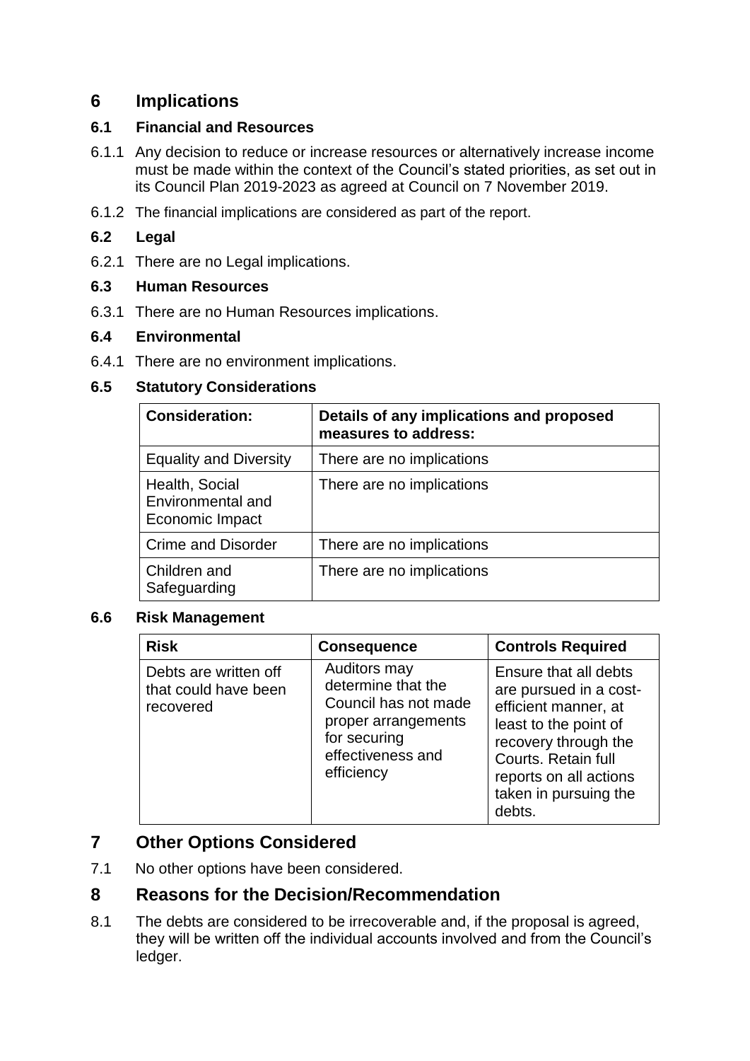## 6 Implications

### 6.1 Financial and Resources

6.1.1 Any decision to reduce or increase resources or alternatively increase income must be made within the context of the Council's stated priorities, as set out in its Council Plan 2019-2023 as agreed at Council on 7 November 2019.

6.1.2 The financial implications are considered as part of the report.

### 6.2 Legal

6.2.1 There are no Legal implications.

### 6.3 Human Resources

6.3.1 There are no Human Resources implications.

### 6.4 Environmental

6.4.1 There are no environment implications.

### 6.5 Statutory Considerations

| Consideration: | Details of any implications and proposed measures to address: |
|---|---|
| Equality and Diversity | There are no implications |
| Health, Social Environmental and Economic Impact | There are no implications |
| Crime and Disorder | There are no implications |
| Children and Safeguarding | There are no implications |

### 6.6 Risk Management

| Risk | Consequence | Controls Required |
|---|---|---|
| Debts are written off that could have been recovered | Auditors may determine that the Council has not made proper arrangements for securing effectiveness and efficiency | Ensure that all debts are pursued in a cost-efficient manner, at least to the point of recovery through the Courts. Retain full reports on all actions taken in pursuing the debts. |

## 7 Other Options Considered

7.1 No other options have been considered.

## 8 Reasons for the Decision/Recommendation

8.1 The debts are considered to be irrecoverable and, if the proposal is agreed, they will be written off the individual accounts involved and from the Council's ledger.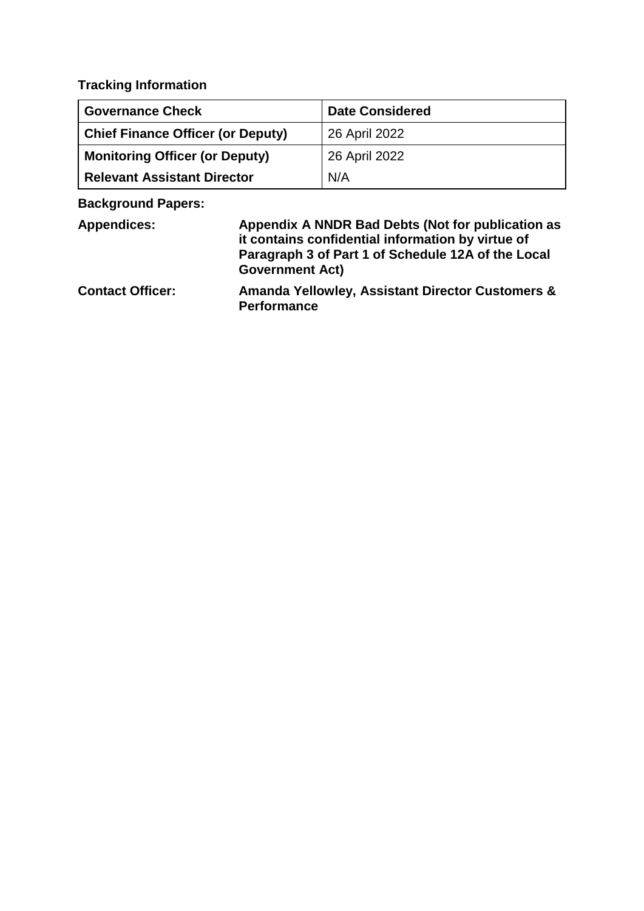**Tracking Information**

| Governance Check | Date Considered |
|---|---|
| **Chief Finance Officer (or Deputy)** | 26 April 2022 |
| **Monitoring Officer (or Deputy)** | 26 April 2022 |
| **Relevant Assistant Director** | N/A |

**Background Papers:**

**Appendices:** **Appendix A NNDR Bad Debts (Not for publication as it contains confidential information by virtue of Paragraph 3 of Part 1 of Schedule 12A of the Local Government Act)**

**Contact Officer:** **Amanda Yellowley, Assistant Director Customers & Performance**